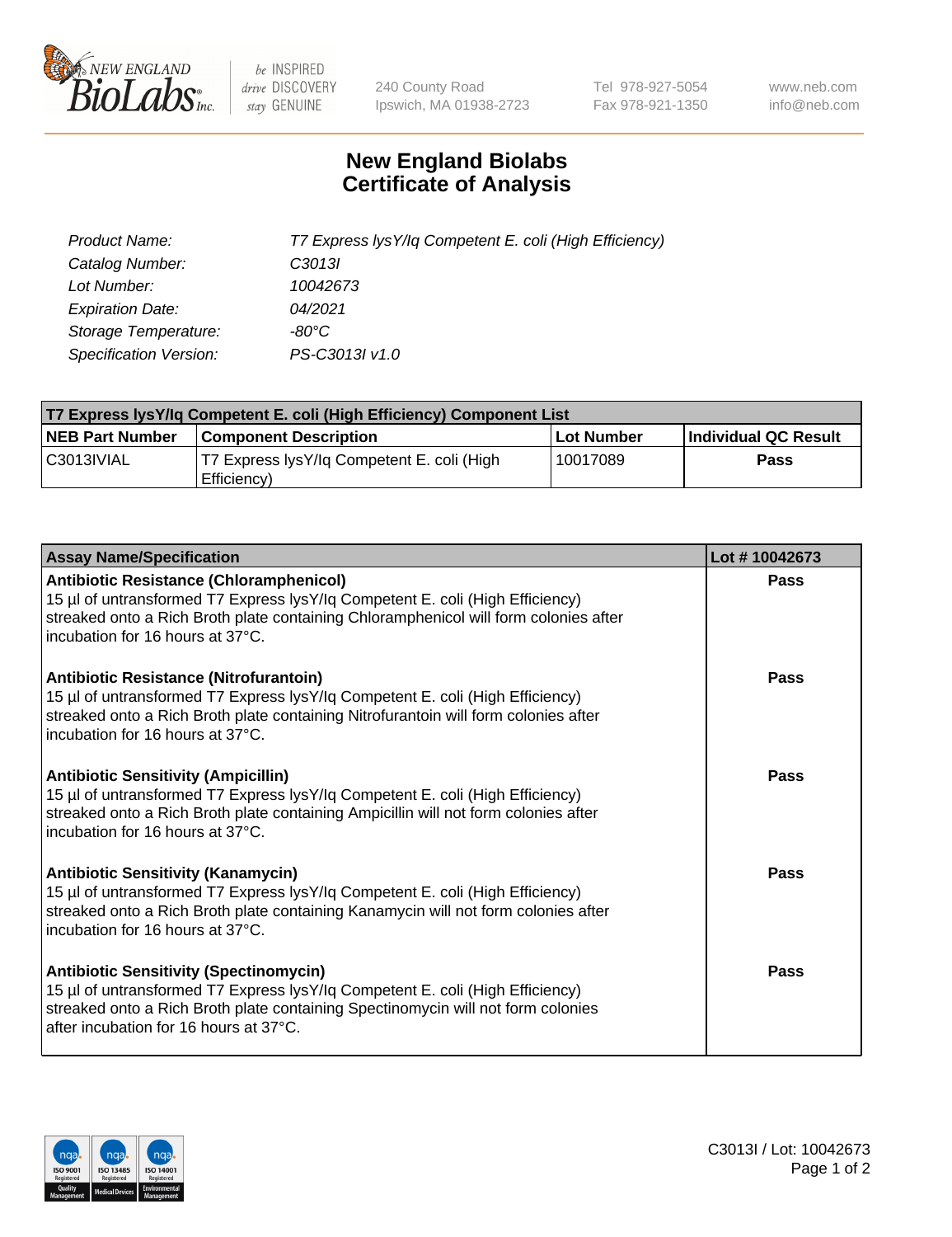# New England Biolabs Certificate of Analysis

| | |
|---|---|
| *Product Name:* | *T7 Express lysY/Iq Competent E. coli (High Efficiency)* |
| *Catalog Number:* | *C3013I* |
| *Lot Number:* | *10042673* |
| *Expiration Date:* | *04/2021* |
| *Storage Temperature:* | *-80°C* |
| *Specification Version:* | *PS-C3013I v1.0* |

| T7 Express lysY/Iq Competent E. coli (High Efficiency) Component List | | | |
|---|---|---|---|
| **NEB Part Number** | **Component Description** | **Lot Number** | **Individual QC Result** |
| C3013IVIAL | T7 Express lysY/Iq Competent E. coli (High Efficiency) | 10017089 | **Pass** |

| Assay Name/Specification | Lot # 10042673 |
|---|---|
| **Antibiotic Resistance (Chloramphenicol)** 15 µl of untransformed T7 Express lysY/Iq Competent E. coli (High Efficiency) streaked onto a Rich Broth plate containing Chloramphenicol will form colonies after incubation for 16 hours at 37°C. | **Pass** |
| **Antibiotic Resistance (Nitrofurantoin)** 15 µl of untransformed T7 Express lysY/Iq Competent E. coli (High Efficiency) streaked onto a Rich Broth plate containing Nitrofurantoin will form colonies after incubation for 16 hours at 37°C. | **Pass** |
| **Antibiotic Sensitivity (Ampicillin)** 15 µl of untransformed T7 Express lysY/Iq Competent E. coli (High Efficiency) streaked onto a Rich Broth plate containing Ampicillin will not form colonies after incubation for 16 hours at 37°C. | **Pass** |
| **Antibiotic Sensitivity (Kanamycin)** 15 µl of untransformed T7 Express lysY/Iq Competent E. coli (High Efficiency) streaked onto a Rich Broth plate containing Kanamycin will not form colonies after incubation for 16 hours at 37°C. | **Pass** |
| **Antibiotic Sensitivity (Spectinomycin)** 15 µl of untransformed T7 Express lysY/Iq Competent E. coli (High Efficiency) streaked onto a Rich Broth plate containing Spectinomycin will not form colonies after incubation for 16 hours at 37°C. | **Pass** |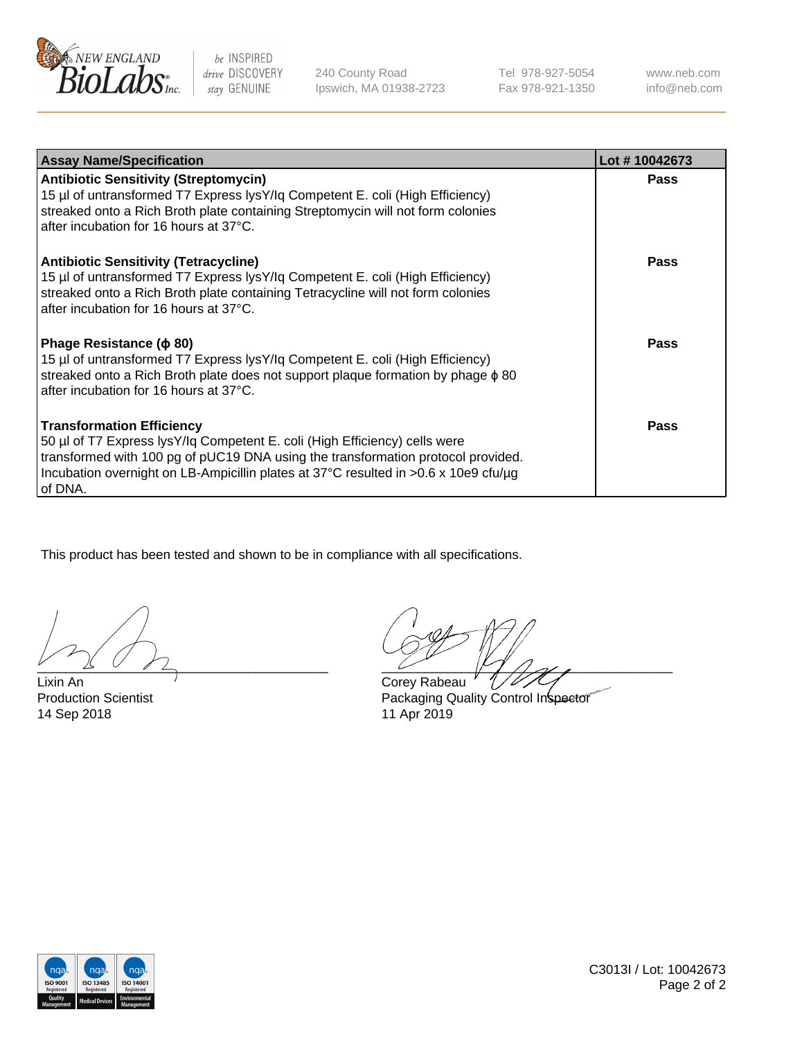240 County Road
Ipswich, MA 01938-2723

Tel 978-927-5054
Fax 978-921-1350

www.neb.com
info@neb.com

| Assay Name/Specification | Lot # 10042673 |
|---|---|
| **Antibiotic Sensitivity (Streptomycin)**<br>15 µl of untransformed T7 Express lysY/Iq Competent E. coli (High Efficiency) streaked onto a Rich Broth plate containing Streptomycin will not form colonies after incubation for 16 hours at 37°C. | **Pass** |
| **Antibiotic Sensitivity (Tetracycline)**<br>15 µl of untransformed T7 Express lysY/Iq Competent E. coli (High Efficiency) streaked onto a Rich Broth plate containing Tetracycline will not form colonies after incubation for 16 hours at 37°C. | **Pass** |
| **Phage Resistance (ϕ 80)**<br>15 µl of untransformed T7 Express lysY/Iq Competent E. coli (High Efficiency) streaked onto a Rich Broth plate does not support plaque formation by phage ϕ 80 after incubation for 16 hours at 37°C. | **Pass** |
| **Transformation Efficiency**<br>50 µl of T7 Express lysY/Iq Competent E. coli (High Efficiency) cells were transformed with 100 pg of pUC19 DNA using the transformation protocol provided. Incubation overnight on LB-Ampicillin plates at 37°C resulted in >0.6 x 10e9 cfu/µg of DNA. | **Pass** |

This product has been tested and shown to be in compliance with all specifications.

Lixin An
Production Scientist
14 Sep 2018

Corey Rabeau
Packaging Quality Control Inspector
11 Apr 2019

C3013I / Lot: 10042673